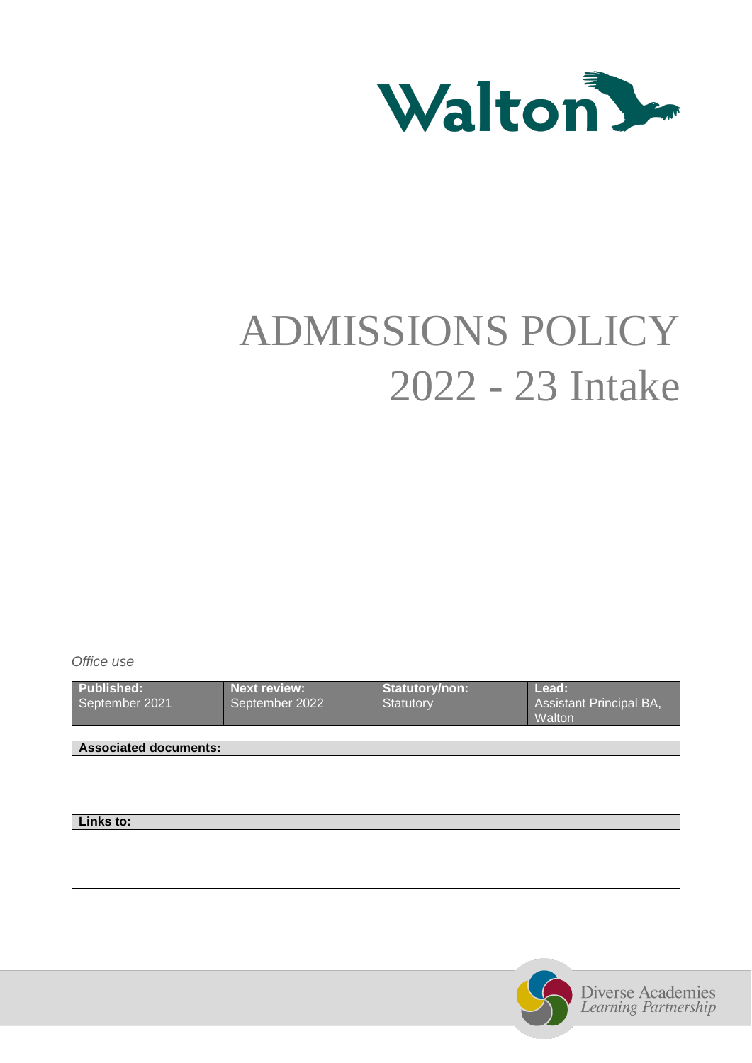Walton

# ADMISSIONS POLICY
# 2022 - 23 Intake

*Office use*

| Published: | Next review: | Statutory/non: | Lead: |
|---|---|---|---|
| September 2021 | September 2022 | Statutory | Assistant Principal BA, Walton |

| **Associated documents:** | |
|---|---|
| | |

| **Links to:** | |
|---|---|
| | |

Diverse Academies *Learning Partnership*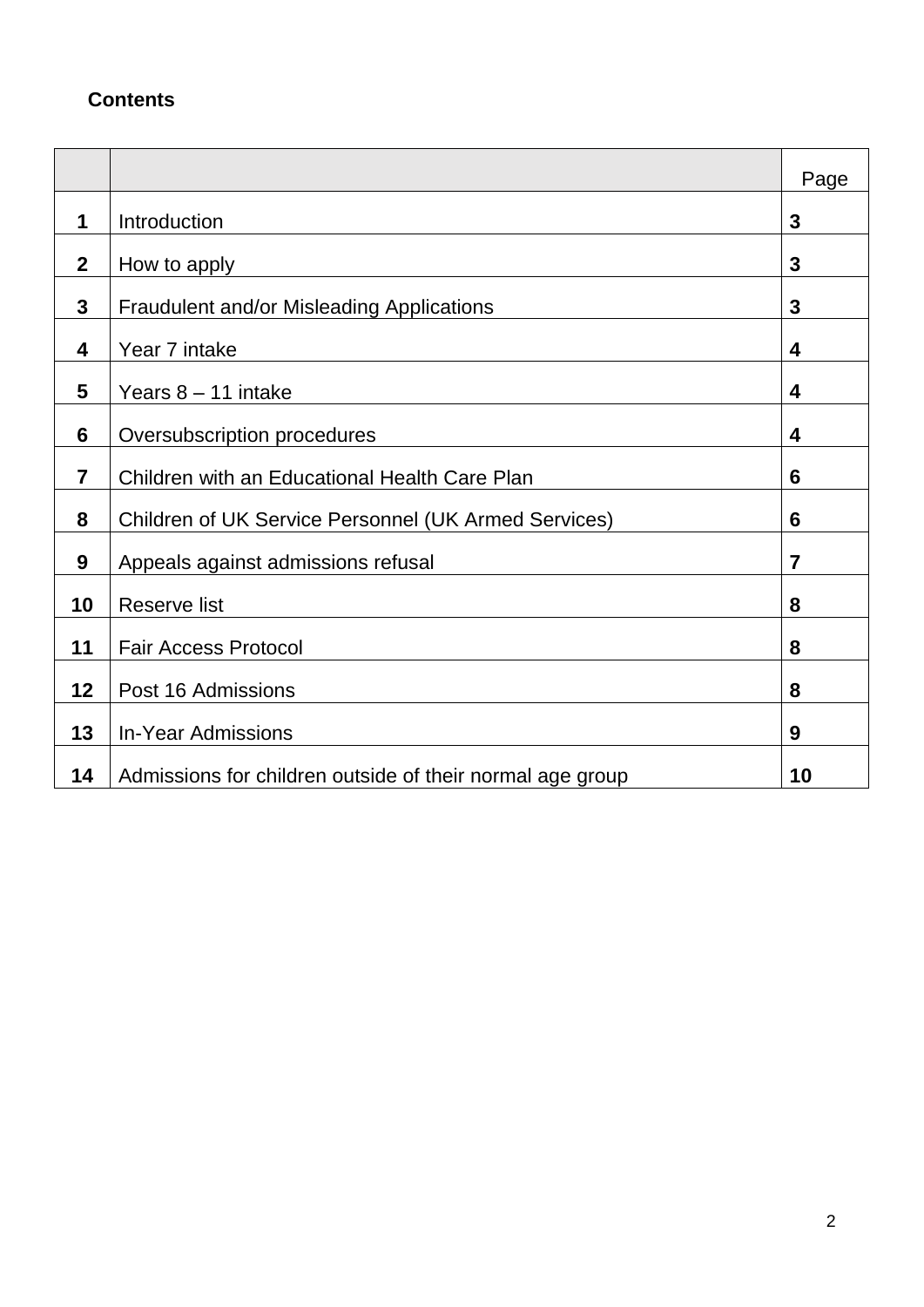**Contents**

| | | Page |
|---|---|---|
| **1** | Introduction | **3** |
| **2** | How to apply | **3** |
| **3** | Fraudulent and/or Misleading Applications | **3** |
| **4** | Year 7 intake | **4** |
| **5** | Years 8 – 11 intake | **4** |
| **6** | Oversubscription procedures | **4** |
| **7** | Children with an Educational Health Care Plan | **6** |
| **8** | Children of UK Service Personnel (UK Armed Services) | **6** |
| **9** | Appeals against admissions refusal | **7** |
| **10** | Reserve list | **8** |
| **11** | Fair Access Protocol | **8** |
| **12** | Post 16 Admissions | **8** |
| **13** | In-Year Admissions | **9** |
| **14** | Admissions for children outside of their normal age group | **10** |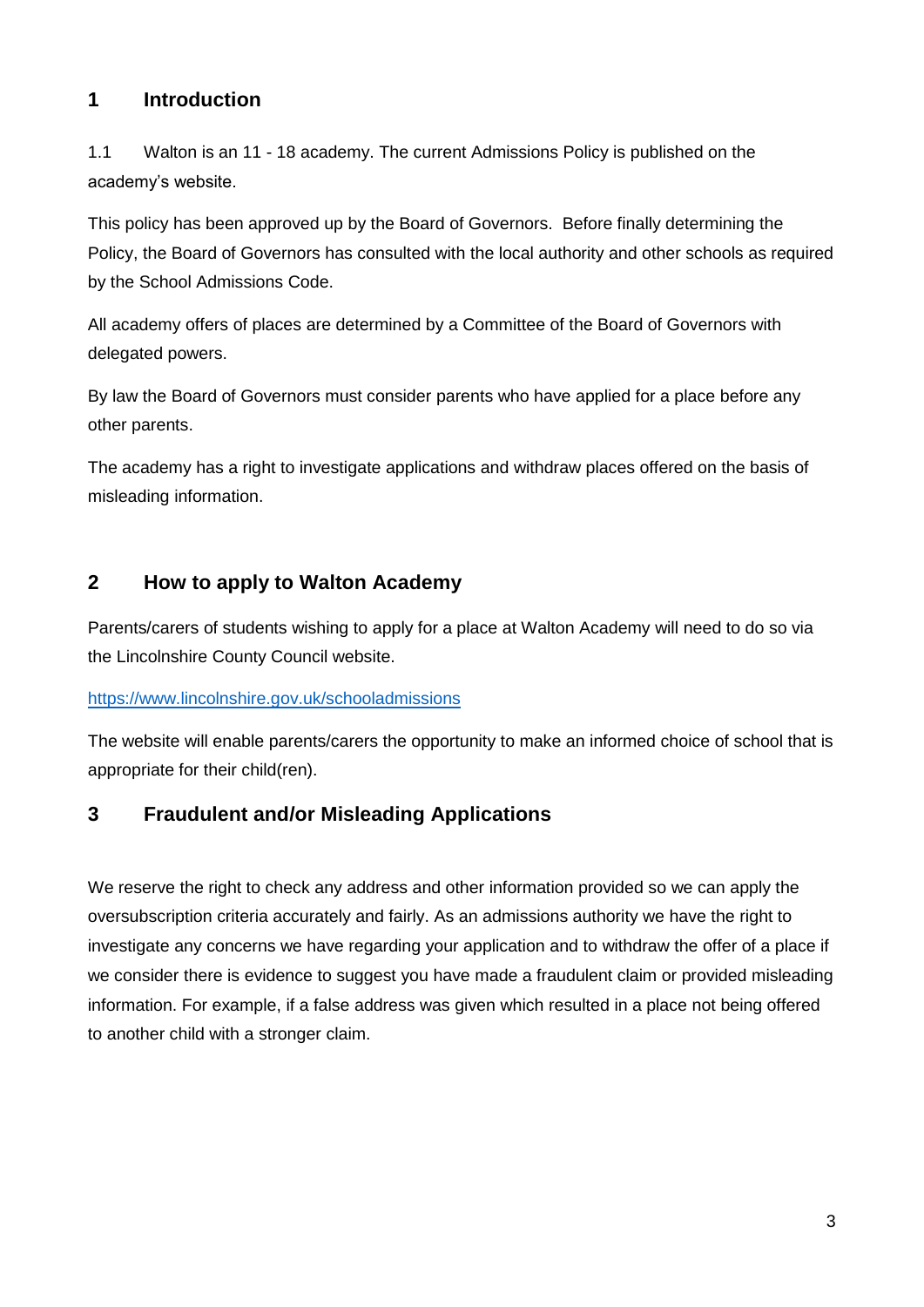## 1 Introduction

1.1 Walton is an 11 - 18 academy. The current Admissions Policy is published on the academy's website.

This policy has been approved up by the Board of Governors. Before finally determining the Policy, the Board of Governors has consulted with the local authority and other schools as required by the School Admissions Code.

All academy offers of places are determined by a Committee of the Board of Governors with delegated powers.

By law the Board of Governors must consider parents who have applied for a place before any other parents.

The academy has a right to investigate applications and withdraw places offered on the basis of misleading information.

## 2 How to apply to Walton Academy

Parents/carers of students wishing to apply for a place at Walton Academy will need to do so via the Lincolnshire County Council website.

https://www.lincolnshire.gov.uk/schooladmissions

The website will enable parents/carers the opportunity to make an informed choice of school that is appropriate for their child(ren).

## 3 Fraudulent and/or Misleading Applications

We reserve the right to check any address and other information provided so we can apply the oversubscription criteria accurately and fairly. As an admissions authority we have the right to investigate any concerns we have regarding your application and to withdraw the offer of a place if we consider there is evidence to suggest you have made a fraudulent claim or provided misleading information. For example, if a false address was given which resulted in a place not being offered to another child with a stronger claim.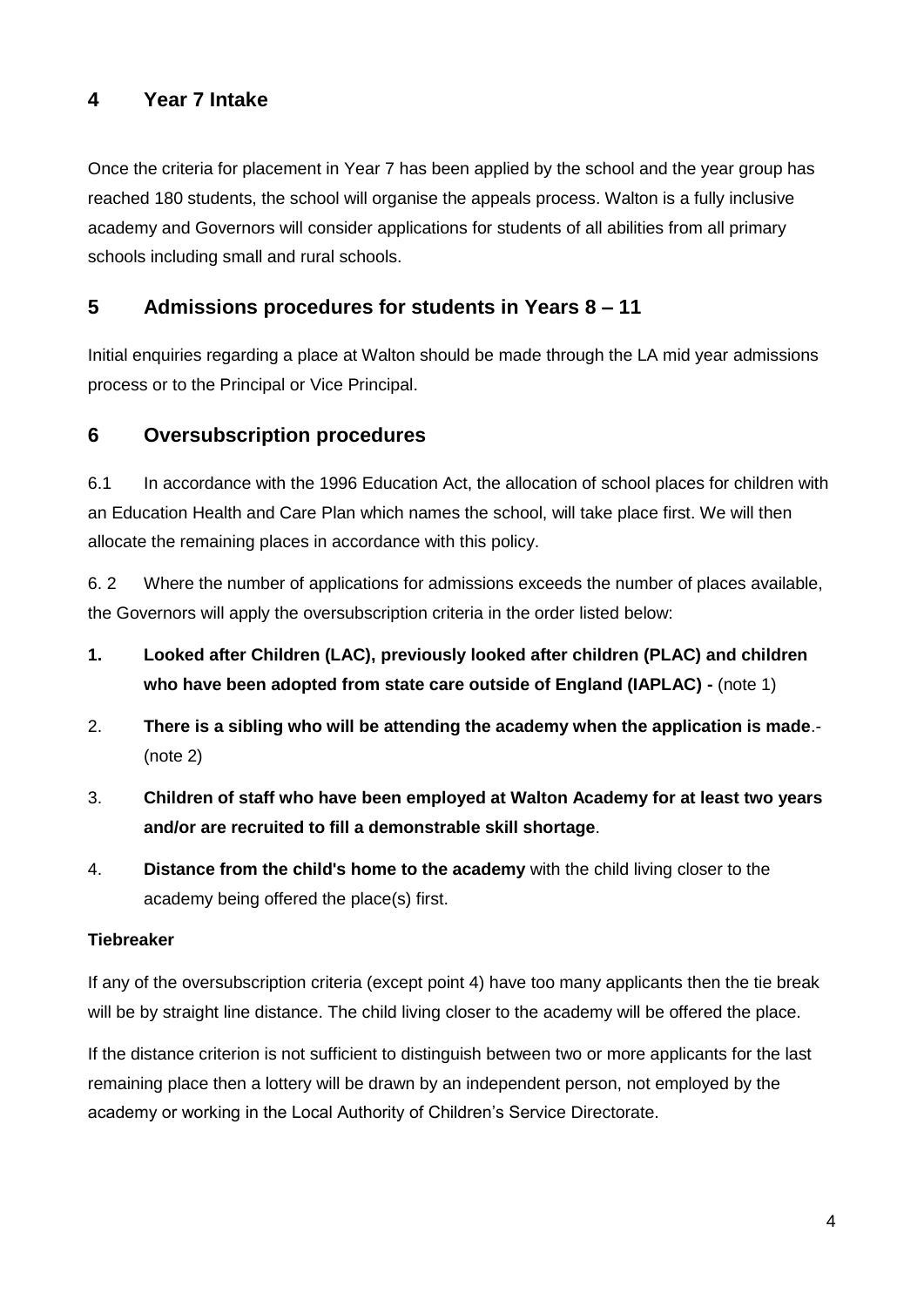## 4 Year 7 Intake

Once the criteria for placement in Year 7 has been applied by the school and the year group has reached 180 students, the school will organise the appeals process. Walton is a fully inclusive academy and Governors will consider applications for students of all abilities from all primary schools including small and rural schools.

## 5 Admissions procedures for students in Years 8 – 11

Initial enquiries regarding a place at Walton should be made through the LA mid year admissions process or to the Principal or Vice Principal.

## 6 Oversubscription procedures

6.1 In accordance with the 1996 Education Act, the allocation of school places for children with an Education Health and Care Plan which names the school, will take place first. We will then allocate the remaining places in accordance with this policy.

6. 2 Where the number of applications for admissions exceeds the number of places available, the Governors will apply the oversubscription criteria in the order listed below:

1. **Looked after Children (LAC), previously looked after children (PLAC) and children who have been adopted from state care outside of England (IAPLAC) -** (note 1)
2. **There is a sibling who will be attending the academy when the application is made**.- (note 2)
3. **Children of staff who have been employed at Walton Academy for at least two years and/or are recruited to fill a demonstrable skill shortage**.
4. **Distance from the child's home to the academy** with the child living closer to the academy being offered the place(s) first.

**Tiebreaker**

If any of the oversubscription criteria (except point 4) have too many applicants then the tie break will be by straight line distance. The child living closer to the academy will be offered the place.

If the distance criterion is not sufficient to distinguish between two or more applicants for the last remaining place then a lottery will be drawn by an independent person, not employed by the academy or working in the Local Authority of Children's Service Directorate.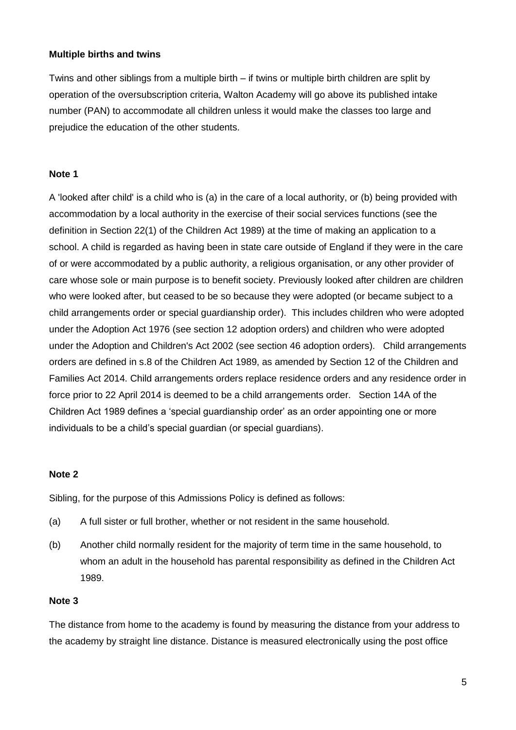**Multiple births and twins**

Twins and other siblings from a multiple birth – if twins or multiple birth children are split by operation of the oversubscription criteria, Walton Academy will go above its published intake number (PAN) to accommodate all children unless it would make the classes too large and prejudice the education of the other students.

**Note 1**

A 'looked after child' is a child who is (a) in the care of a local authority, or (b) being provided with accommodation by a local authority in the exercise of their social services functions (see the definition in Section 22(1) of the Children Act 1989) at the time of making an application to a school. A child is regarded as having been in state care outside of England if they were in the care of or were accommodated by a public authority, a religious organisation, or any other provider of care whose sole or main purpose is to benefit society. Previously looked after children are children who were looked after, but ceased to be so because they were adopted (or became subject to a child arrangements order or special guardianship order). This includes children who were adopted under the Adoption Act 1976 (see section 12 adoption orders) and children who were adopted under the Adoption and Children's Act 2002 (see section 46 adoption orders). Child arrangements orders are defined in s.8 of the Children Act 1989, as amended by Section 12 of the Children and Families Act 2014. Child arrangements orders replace residence orders and any residence order in force prior to 22 April 2014 is deemed to be a child arrangements order. Section 14A of the Children Act 1989 defines a 'special guardianship order' as an order appointing one or more individuals to be a child's special guardian (or special guardians).

**Note 2**

Sibling, for the purpose of this Admissions Policy is defined as follows:

(a) A full sister or full brother, whether or not resident in the same household.

(b) Another child normally resident for the majority of term time in the same household, to whom an adult in the household has parental responsibility as defined in the Children Act 1989.

**Note 3**

The distance from home to the academy is found by measuring the distance from your address to the academy by straight line distance. Distance is measured electronically using the post office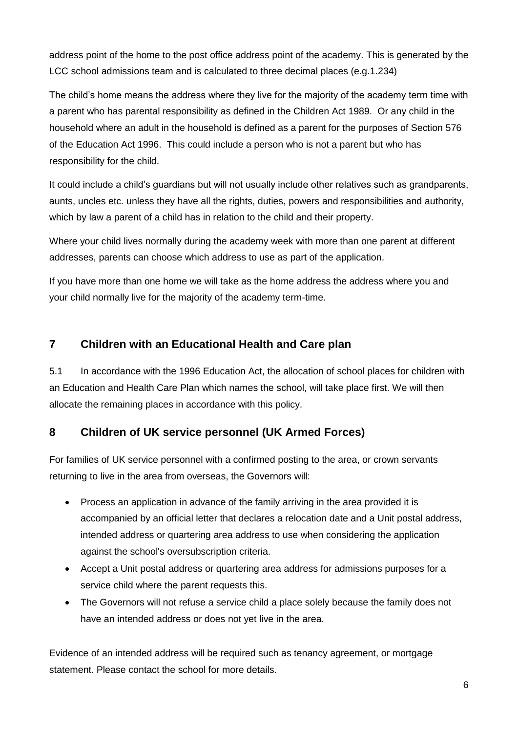address point of the home to the post office address point of the academy. This is generated by the LCC school admissions team and is calculated to three decimal places (e.g.1.234)

The child's home means the address where they live for the majority of the academy term time with a parent who has parental responsibility as defined in the Children Act 1989. Or any child in the household where an adult in the household is defined as a parent for the purposes of Section 576 of the Education Act 1996. This could include a person who is not a parent but who has responsibility for the child.

It could include a child's guardians but will not usually include other relatives such as grandparents, aunts, uncles etc. unless they have all the rights, duties, powers and responsibilities and authority, which by law a parent of a child has in relation to the child and their property.

Where your child lives normally during the academy week with more than one parent at different addresses, parents can choose which address to use as part of the application.

If you have more than one home we will take as the home address the address where you and your child normally live for the majority of the academy term-time.

## 7 Children with an Educational Health and Care plan

5.1 In accordance with the 1996 Education Act, the allocation of school places for children with an Education and Health Care Plan which names the school, will take place first. We will then allocate the remaining places in accordance with this policy.

## 8 Children of UK service personnel (UK Armed Forces)

For families of UK service personnel with a confirmed posting to the area, or crown servants returning to live in the area from overseas, the Governors will:

- Process an application in advance of the family arriving in the area provided it is accompanied by an official letter that declares a relocation date and a Unit postal address, intended address or quartering area address to use when considering the application against the school's oversubscription criteria.
- Accept a Unit postal address or quartering area address for admissions purposes for a service child where the parent requests this.
- The Governors will not refuse a service child a place solely because the family does not have an intended address or does not yet live in the area.

Evidence of an intended address will be required such as tenancy agreement, or mortgage statement. Please contact the school for more details.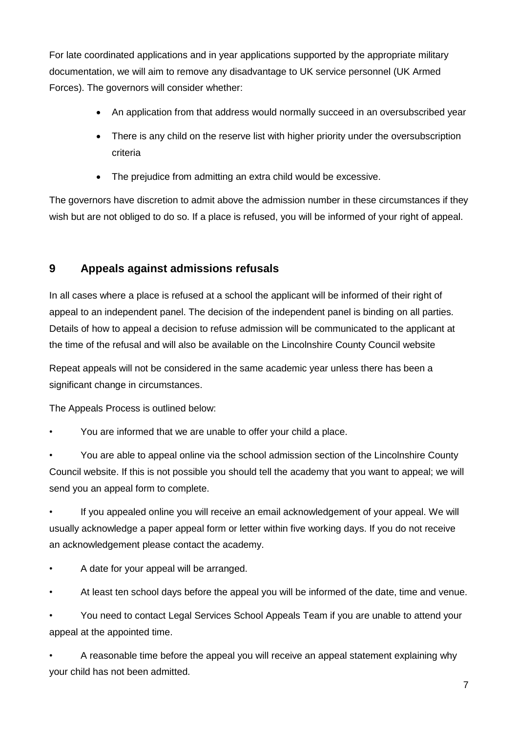For late coordinated applications and in year applications supported by the appropriate military documentation, we will aim to remove any disadvantage to UK service personnel (UK Armed Forces). The governors will consider whether:

- An application from that address would normally succeed in an oversubscribed year
- There is any child on the reserve list with higher priority under the oversubscription criteria
- The prejudice from admitting an extra child would be excessive.

The governors have discretion to admit above the admission number in these circumstances if they wish but are not obliged to do so. If a place is refused, you will be informed of your right of appeal.

## 9 Appeals against admissions refusals

In all cases where a place is refused at a school the applicant will be informed of their right of appeal to an independent panel. The decision of the independent panel is binding on all parties. Details of how to appeal a decision to refuse admission will be communicated to the applicant at the time of the refusal and will also be available on the Lincolnshire County Council website

Repeat appeals will not be considered in the same academic year unless there has been a significant change in circumstances.

The Appeals Process is outlined below:

- You are informed that we are unable to offer your child a place.
- You are able to appeal online via the school admission section of the Lincolnshire County Council website. If this is not possible you should tell the academy that you want to appeal; we will send you an appeal form to complete.
- If you appealed online you will receive an email acknowledgement of your appeal. We will usually acknowledge a paper appeal form or letter within five working days. If you do not receive an acknowledgement please contact the academy.
- A date for your appeal will be arranged.
- At least ten school days before the appeal you will be informed of the date, time and venue.
- You need to contact Legal Services School Appeals Team if you are unable to attend your appeal at the appointed time.
- A reasonable time before the appeal you will receive an appeal statement explaining why your child has not been admitted.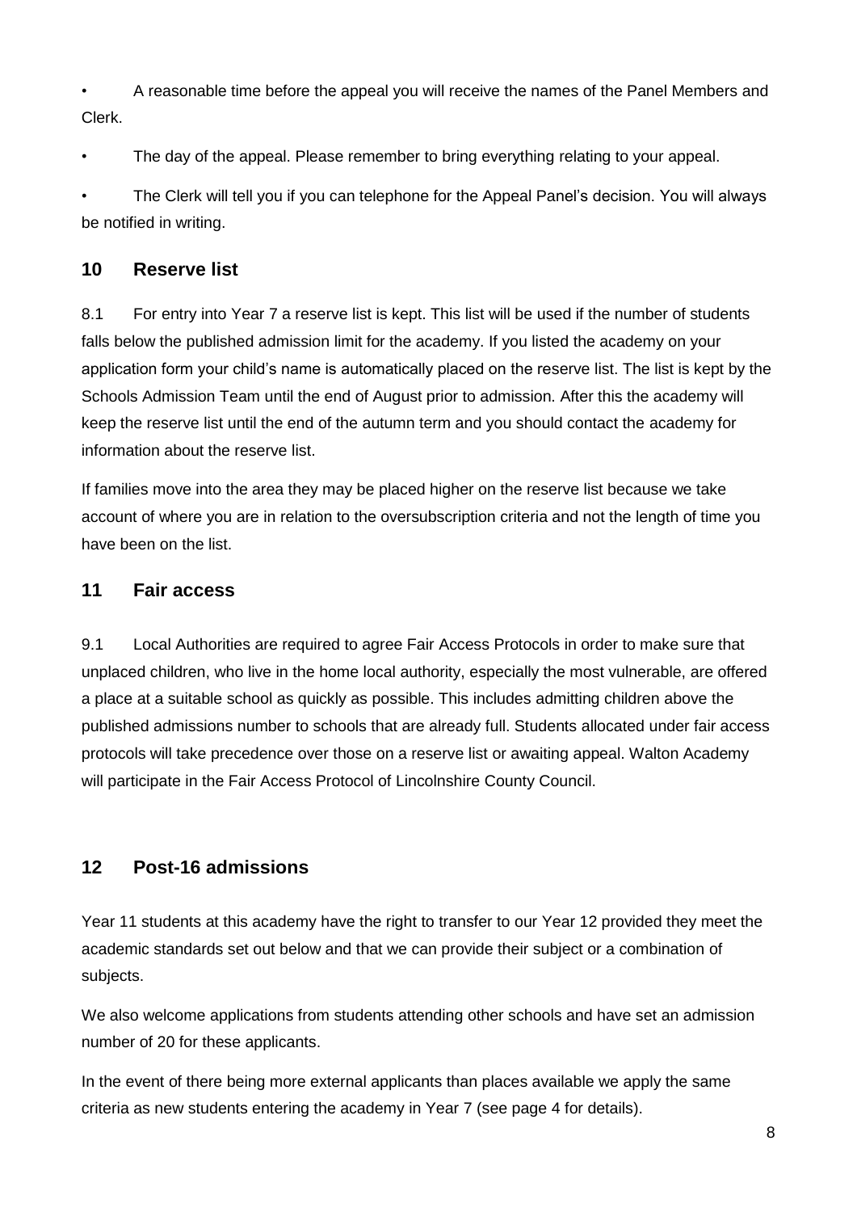- A reasonable time before the appeal you will receive the names of the Panel Members and Clerk.
- The day of the appeal. Please remember to bring everything relating to your appeal.
- The Clerk will tell you if you can telephone for the Appeal Panel's decision. You will always be notified in writing.

## 10 Reserve list

8.1 For entry into Year 7 a reserve list is kept. This list will be used if the number of students falls below the published admission limit for the academy. If you listed the academy on your application form your child's name is automatically placed on the reserve list. The list is kept by the Schools Admission Team until the end of August prior to admission. After this the academy will keep the reserve list until the end of the autumn term and you should contact the academy for information about the reserve list.

If families move into the area they may be placed higher on the reserve list because we take account of where you are in relation to the oversubscription criteria and not the length of time you have been on the list.

## 11 Fair access

9.1 Local Authorities are required to agree Fair Access Protocols in order to make sure that unplaced children, who live in the home local authority, especially the most vulnerable, are offered a place at a suitable school as quickly as possible. This includes admitting children above the published admissions number to schools that are already full. Students allocated under fair access protocols will take precedence over those on a reserve list or awaiting appeal. Walton Academy will participate in the Fair Access Protocol of Lincolnshire County Council.

## 12 Post-16 admissions

Year 11 students at this academy have the right to transfer to our Year 12 provided they meet the academic standards set out below and that we can provide their subject or a combination of subjects.

We also welcome applications from students attending other schools and have set an admission number of 20 for these applicants.

In the event of there being more external applicants than places available we apply the same criteria as new students entering the academy in Year 7 (see page 4 for details).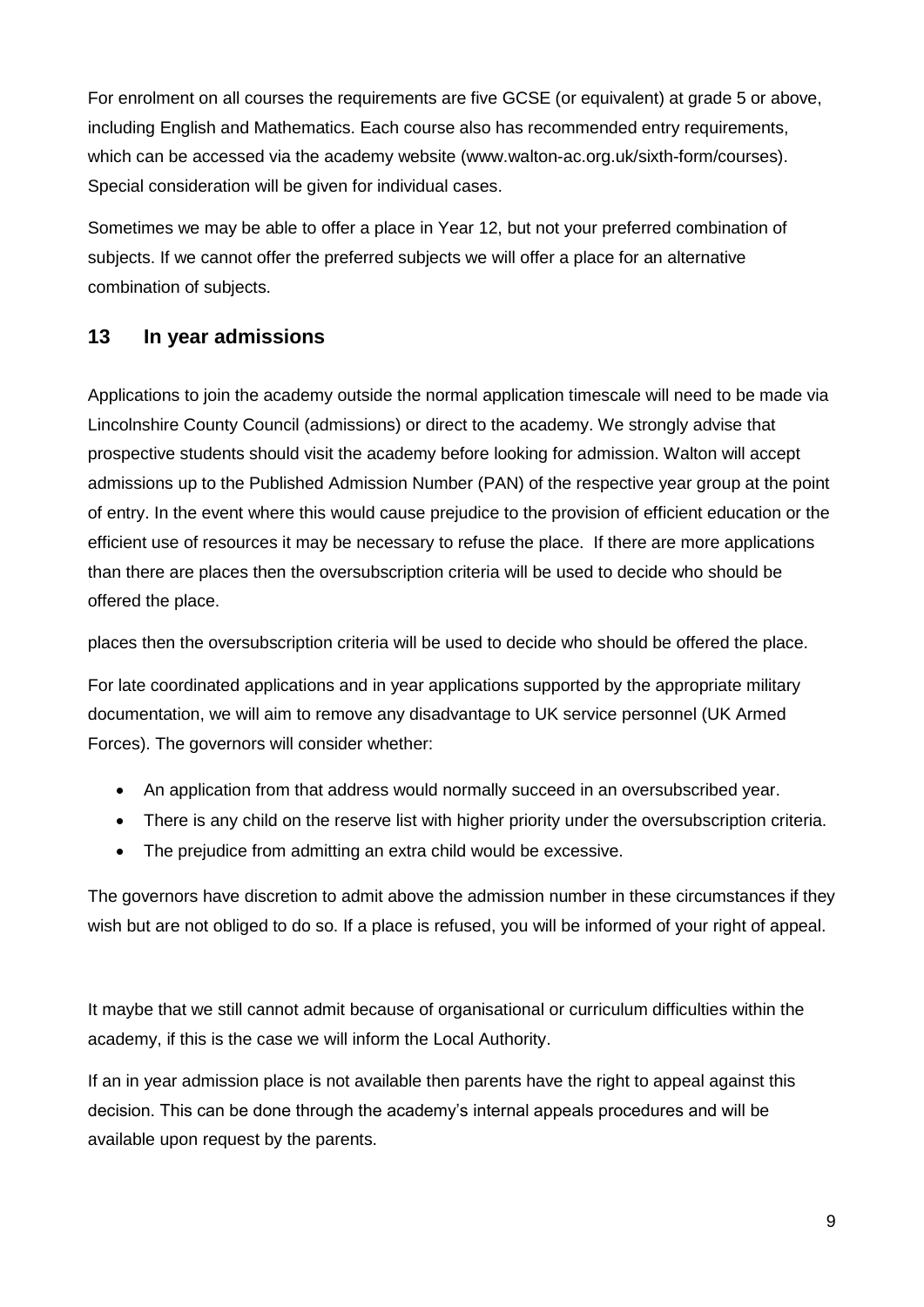For enrolment on all courses the requirements are five GCSE (or equivalent) at grade 5 or above, including English and Mathematics. Each course also has recommended entry requirements, which can be accessed via the academy website (www.walton-ac.org.uk/sixth-form/courses). Special consideration will be given for individual cases.

Sometimes we may be able to offer a place in Year 12, but not your preferred combination of subjects. If we cannot offer the preferred subjects we will offer a place for an alternative combination of subjects.

## 13 In year admissions

Applications to join the academy outside the normal application timescale will need to be made via Lincolnshire County Council (admissions) or direct to the academy. We strongly advise that prospective students should visit the academy before looking for admission. Walton will accept admissions up to the Published Admission Number (PAN) of the respective year group at the point of entry. In the event where this would cause prejudice to the provision of efficient education or the efficient use of resources it may be necessary to refuse the place. If there are more applications than there are places then the oversubscription criteria will be used to decide who should be offered the place.

places then the oversubscription criteria will be used to decide who should be offered the place.

For late coordinated applications and in year applications supported by the appropriate military documentation, we will aim to remove any disadvantage to UK service personnel (UK Armed Forces). The governors will consider whether:

- An application from that address would normally succeed in an oversubscribed year.
- There is any child on the reserve list with higher priority under the oversubscription criteria.
- The prejudice from admitting an extra child would be excessive.

The governors have discretion to admit above the admission number in these circumstances if they wish but are not obliged to do so. If a place is refused, you will be informed of your right of appeal.

It maybe that we still cannot admit because of organisational or curriculum difficulties within the academy, if this is the case we will inform the Local Authority.

If an in year admission place is not available then parents have the right to appeal against this decision. This can be done through the academy's internal appeals procedures and will be available upon request by the parents.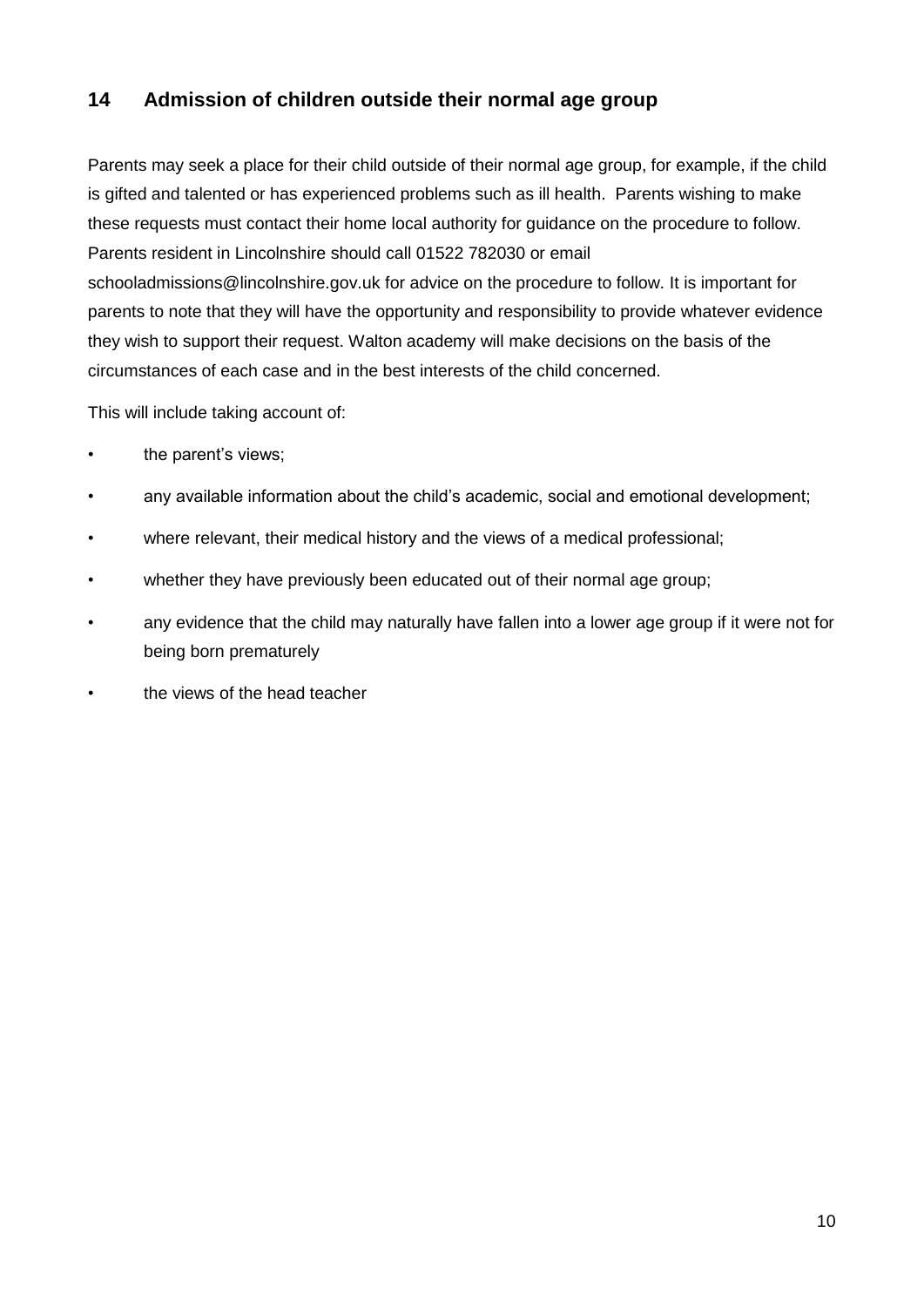## 14 Admission of children outside their normal age group

Parents may seek a place for their child outside of their normal age group, for example, if the child is gifted and talented or has experienced problems such as ill health. Parents wishing to make these requests must contact their home local authority for guidance on the procedure to follow. Parents resident in Lincolnshire should call 01522 782030 or email schooladmissions@lincolnshire.gov.uk for advice on the procedure to follow. It is important for parents to note that they will have the opportunity and responsibility to provide whatever evidence they wish to support their request. Walton academy will make decisions on the basis of the circumstances of each case and in the best interests of the child concerned.

This will include taking account of:

- the parent's views;
- any available information about the child's academic, social and emotional development;
- where relevant, their medical history and the views of a medical professional;
- whether they have previously been educated out of their normal age group;
- any evidence that the child may naturally have fallen into a lower age group if it were not for being born prematurely
- the views of the head teacher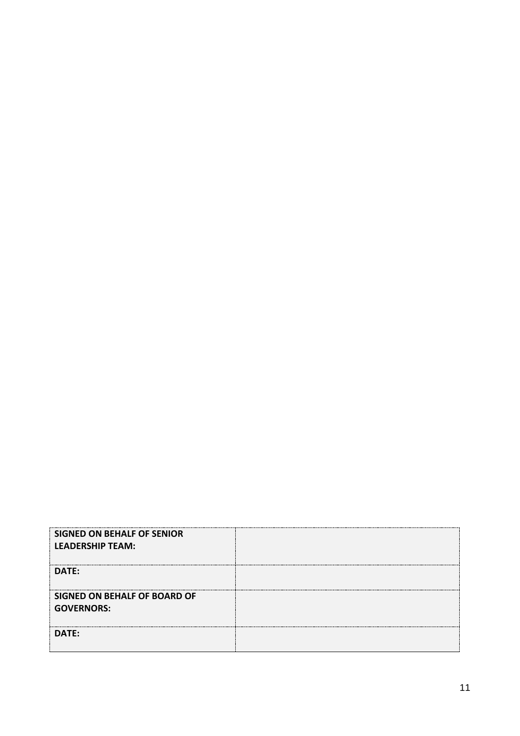| | |
|---|---|
| **SIGNED ON BEHALF OF SENIOR LEADERSHIP TEAM:** | |
| **DATE:** | |
| **SIGNED ON BEHALF OF BOARD OF GOVERNORS:** | |
| **DATE:** | |